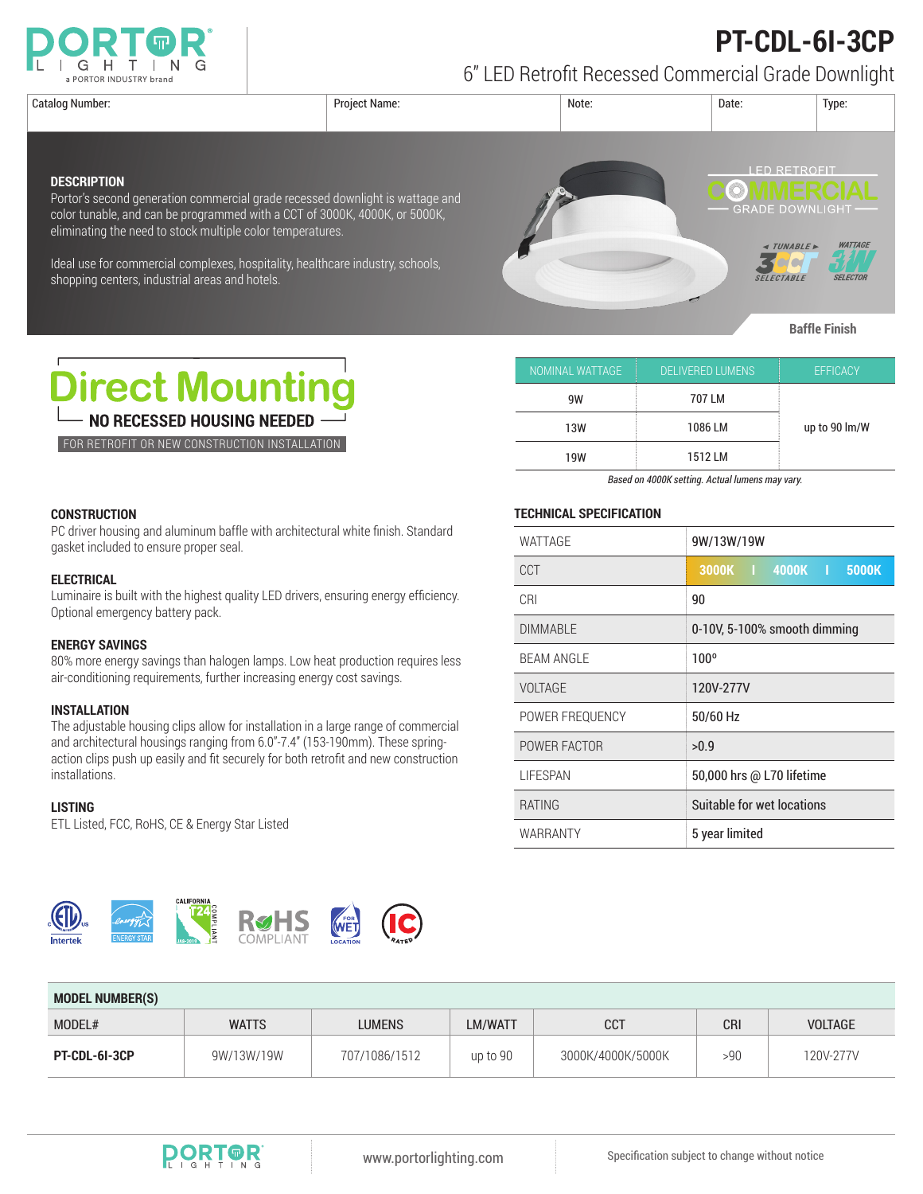# PT-CDL-6I-3CP

## 6" LED Retrofit Recessed Commercial Grade Downlight

| Catalog Number: | Project Name: | Note: | Date: | Type: |
|---|---|---|---|---|
| | | | | |

### DESCRIPTION

Portor's second generation commercial grade recessed downlight is wattage and color tunable, and can be programmed with a CCT of 3000K, 4000K, or 5000K, eliminating the need to stock multiple color temperatures.

Ideal use for commercial complexes, hospitality, healthcare industry, schools, shopping centers, industrial areas and hotels.

LED RETROFIT COMMERCIAL GRADE DOWNLIGHT

TUNABLE 3CCT SELECTABLE — WATTAGE 3W SELECTOR

Baffle Finish

## Direct Mounting

**NO RECESSED HOUSING NEEDED**

FOR RETROFIT OR NEW CONSTRUCTION INSTALLATION

| NOMINAL WATTAGE | DELIVERED LUMENS | EFFICACY |
|---|---|---|
| 9W | 707 LM | up to 90 lm/W |
| 13W | 1086 LM | |
| 19W | 1512 LM | |

*Based on 4000K setting. Actual lumens may vary.*

### CONSTRUCTION

PC driver housing and aluminum baffle with architectural white finish. Standard gasket included to ensure proper seal.

### ELECTRICAL

Luminaire is built with the highest quality LED drivers, ensuring energy efficiency. Optional emergency battery pack.

### ENERGY SAVINGS

80% more energy savings than halogen lamps. Low heat production requires less air-conditioning requirements, further increasing energy cost savings.

### INSTALLATION

The adjustable housing clips allow for installation in a large range of commercial and architectural housings ranging from 6.0"-7.4" (153-190mm). These spring-action clips push up easily and fit securely for both retrofit and new construction installations.

### LISTING

ETL Listed, FCC, RoHS, CE & Energy Star Listed

### TECHNICAL SPECIFICATION

| | |
|---|---|
| WATTAGE | 9W/13W/19W |
| CCT | 3000K I 4000K I 5000K |
| CRI | 90 |
| DIMMABLE | 0-10V, 5-100% smooth dimming |
| BEAM ANGLE | 100º |
| VOLTAGE | 120V-277V |
| POWER FREQUENCY | 50/60 Hz |
| POWER FACTOR | >0.9 |
| LIFESPAN | 50,000 hrs @ L70 lifetime |
| RATING | Suitable for wet locations |
| WARRANTY | 5 year limited |

ETL Intertek | ENERGY STAR | CALIFORNIA T24 COMPLIANT | RoHS COMPLIANT | FOR WET LOCATION | IC RATED

### MODEL NUMBER(S)

| MODEL# | WATTS | LUMENS | LM/WATT | CCT | CRI | VOLTAGE |
|---|---|---|---|---|---|---|
| **PT-CDL-6I-3CP** | 9W/13W/19W | 707/1086/1512 | up to 90 | 3000K/4000K/5000K | >90 | 120V-277V |

www.portorlighting.com

Specification subject to change without notice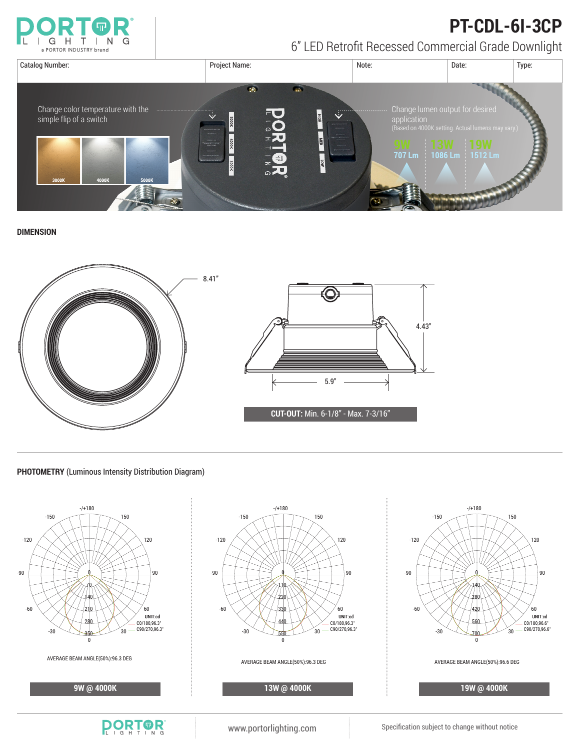# PT-CDL-6I-3CP

## 6" LED Retrofit Recessed Commercial Grade Downlight

| Catalog Number: | Project Name: | Note: | Date: | Type: |
|---|---|---|---|---|
| | | | | |

Change color temperature with the simple flip of a switch

3000K 4000K 5000K

5000K 4000K 3000K

HIGH MED LOW

Change lumen output for desired application
(Based on 4000K setting. Actual lumens may vary.)

9W 707 Lm | 13W 1086 Lm | 19W 1512 Lm

**DIMENSION**

8.41"

4.43"

5.9"

**CUT-OUT:** Min. 6-1/8" - Max. 7-3/16"

**PHOTOMETRY** (Luminous Intensity Distribution Diagram)

-/+180
-150 150
-120 120
-90 90
-60 60
-30 30
0
70 140 210 280 350
UNIT:cd
C0/180,96.3°
C90/270,96.3°

AVERAGE BEAM ANGLE(50%):96.3 DEG

**9W @ 4000K**

-/+180
-150 150
-120 120
-90 90
-60 60
-30 30
0
110 220 330 440 550
UNIT:cd
C0/180,96.3°
C90/270,96.3°

AVERAGE BEAM ANGLE(50%):96.3 DEG

**13W @ 4000K**

-/+180
-150 150
-120 120
-90 90
-60 60
-30 30
0
140 280 420 560 700
UNIT:cd
C0/180,96.6°
C90/270,96.6°

AVERAGE BEAM ANGLE(50%):96.6 DEG

**19W @ 4000K**

www.portorlighting.com

Specification subject to change without notice